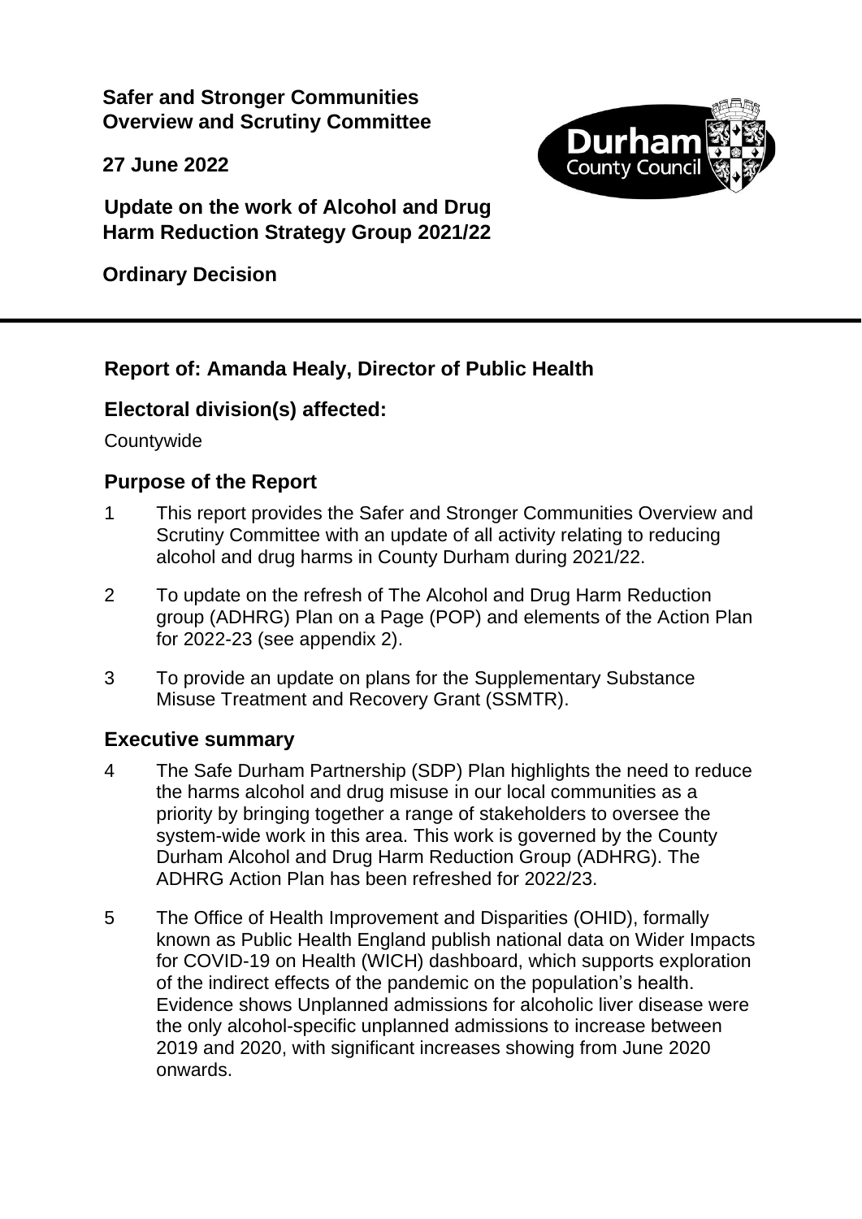**Safer and Stronger Communities Overview and Scrutiny Committee**

**27 June 2022**

**Update on the work of Alcohol and Drug Harm Reduction Strategy Group 2021/22**

**Ordinary Decision**

---

## Report of: Amanda Healy, Director of Public Health

## Electoral division(s) affected:

Countywide

## Purpose of the Report

1. This report provides the Safer and Stronger Communities Overview and Scrutiny Committee with an update of all activity relating to reducing alcohol and drug harms in County Durham during 2021/22.

2. To update on the refresh of The Alcohol and Drug Harm Reduction group (ADHRG) Plan on a Page (POP) and elements of the Action Plan for 2022-23 (see appendix 2).

3. To provide an update on plans for the Supplementary Substance Misuse Treatment and Recovery Grant (SSMTR).

## Executive summary

4. The Safe Durham Partnership (SDP) Plan highlights the need to reduce the harms alcohol and drug misuse in our local communities as a priority by bringing together a range of stakeholders to oversee the system-wide work in this area. This work is governed by the County Durham Alcohol and Drug Harm Reduction Group (ADHRG). The ADHRG Action Plan has been refreshed for 2022/23.

5. The Office of Health Improvement and Disparities (OHID), formally known as Public Health England publish national data on Wider Impacts for COVID-19 on Health (WICH) dashboard, which supports exploration of the indirect effects of the pandemic on the population's health. Evidence shows Unplanned admissions for alcoholic liver disease were the only alcohol-specific unplanned admissions to increase between 2019 and 2020, with significant increases showing from June 2020 onwards.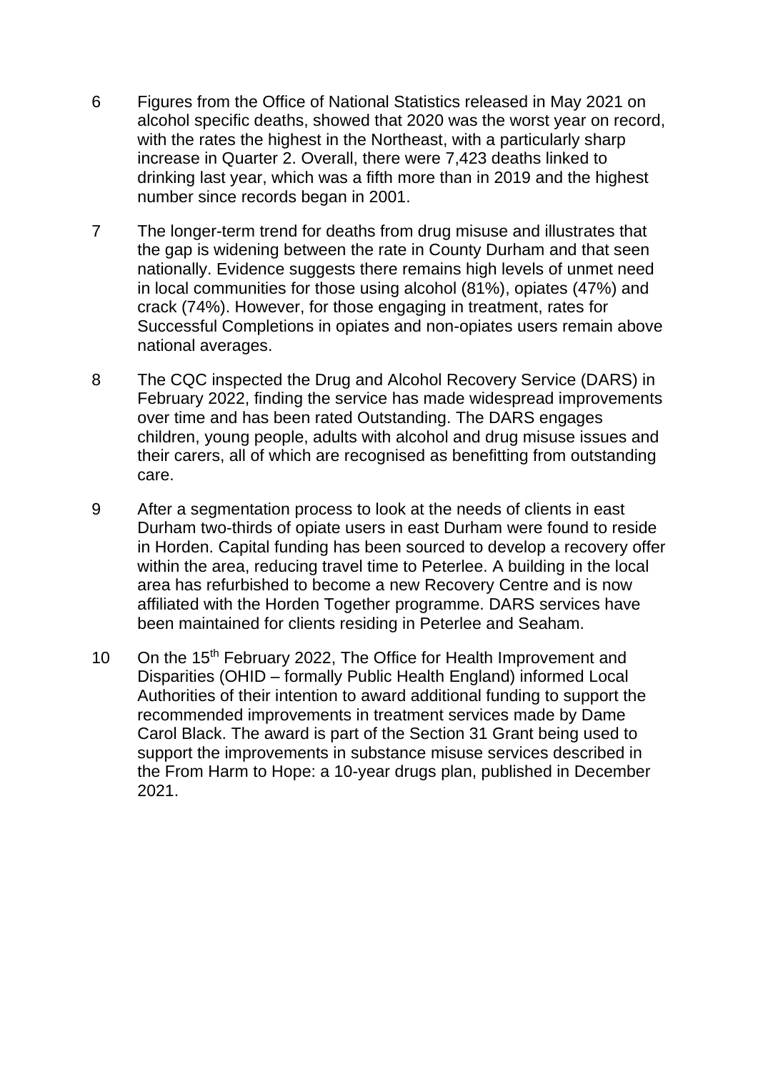6 Figures from the Office of National Statistics released in May 2021 on alcohol specific deaths, showed that 2020 was the worst year on record, with the rates the highest in the Northeast, with a particularly sharp increase in Quarter 2. Overall, there were 7,423 deaths linked to drinking last year, which was a fifth more than in 2019 and the highest number since records began in 2001.

7 The longer-term trend for deaths from drug misuse and illustrates that the gap is widening between the rate in County Durham and that seen nationally. Evidence suggests there remains high levels of unmet need in local communities for those using alcohol (81%), opiates (47%) and crack (74%). However, for those engaging in treatment, rates for Successful Completions in opiates and non-opiates users remain above national averages.

8 The CQC inspected the Drug and Alcohol Recovery Service (DARS) in February 2022, finding the service has made widespread improvements over time and has been rated Outstanding. The DARS engages children, young people, adults with alcohol and drug misuse issues and their carers, all of which are recognised as benefitting from outstanding care.

9 After a segmentation process to look at the needs of clients in east Durham two-thirds of opiate users in east Durham were found to reside in Horden. Capital funding has been sourced to develop a recovery offer within the area, reducing travel time to Peterlee. A building in the local area has refurbished to become a new Recovery Centre and is now affiliated with the Horden Together programme. DARS services have been maintained for clients residing in Peterlee and Seaham.

10 On the 15th February 2022, The Office for Health Improvement and Disparities (OHID – formally Public Health England) informed Local Authorities of their intention to award additional funding to support the recommended improvements in treatment services made by Dame Carol Black. The award is part of the Section 31 Grant being used to support the improvements in substance misuse services described in the From Harm to Hope: a 10-year drugs plan, published in December 2021.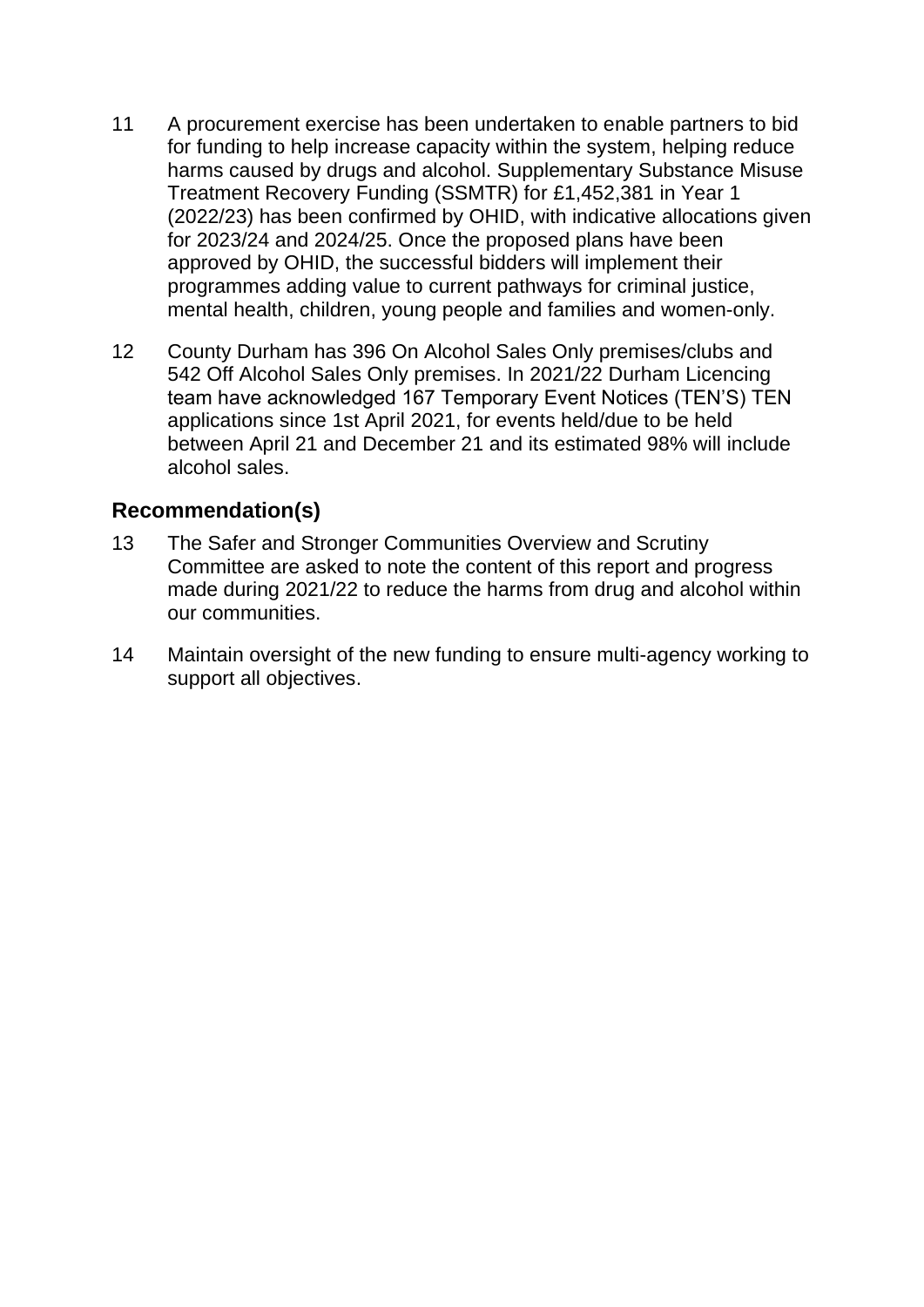11 A procurement exercise has been undertaken to enable partners to bid for funding to help increase capacity within the system, helping reduce harms caused by drugs and alcohol. Supplementary Substance Misuse Treatment Recovery Funding (SSMTR) for £1,452,381 in Year 1 (2022/23) has been confirmed by OHID, with indicative allocations given for 2023/24 and 2024/25. Once the proposed plans have been approved by OHID, the successful bidders will implement their programmes adding value to current pathways for criminal justice, mental health, children, young people and families and women-only.

12 County Durham has 396 On Alcohol Sales Only premises/clubs and 542 Off Alcohol Sales Only premises. In 2021/22 Durham Licencing team have acknowledged 167 Temporary Event Notices (TEN'S) TEN applications since 1st April 2021, for events held/due to be held between April 21 and December 21 and its estimated 98% will include alcohol sales.

## Recommendation(s)

13 The Safer and Stronger Communities Overview and Scrutiny Committee are asked to note the content of this report and progress made during 2021/22 to reduce the harms from drug and alcohol within our communities.

14 Maintain oversight of the new funding to ensure multi-agency working to support all objectives.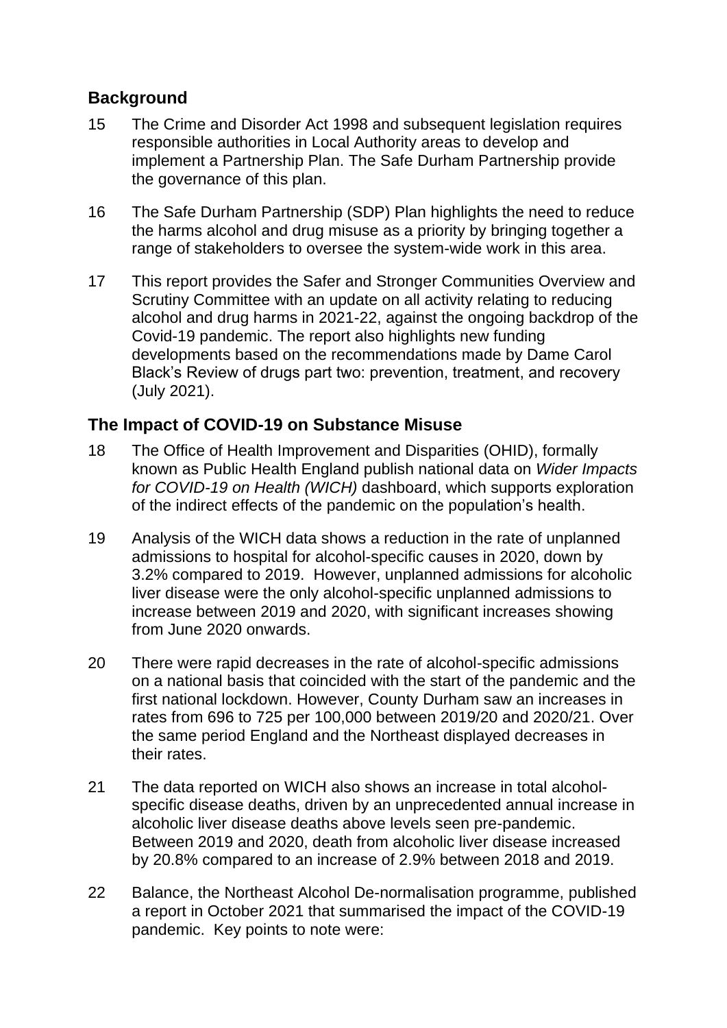## Background

15 The Crime and Disorder Act 1998 and subsequent legislation requires responsible authorities in Local Authority areas to develop and implement a Partnership Plan. The Safe Durham Partnership provide the governance of this plan.

16 The Safe Durham Partnership (SDP) Plan highlights the need to reduce the harms alcohol and drug misuse as a priority by bringing together a range of stakeholders to oversee the system-wide work in this area.

17 This report provides the Safer and Stronger Communities Overview and Scrutiny Committee with an update on all activity relating to reducing alcohol and drug harms in 2021-22, against the ongoing backdrop of the Covid-19 pandemic. The report also highlights new funding developments based on the recommendations made by Dame Carol Black's Review of drugs part two: prevention, treatment, and recovery (July 2021).

## The Impact of COVID-19 on Substance Misuse

18 The Office of Health Improvement and Disparities (OHID), formally known as Public Health England publish national data on *Wider Impacts for COVID-19 on Health (WICH)* dashboard, which supports exploration of the indirect effects of the pandemic on the population's health.

19 Analysis of the WICH data shows a reduction in the rate of unplanned admissions to hospital for alcohol-specific causes in 2020, down by 3.2% compared to 2019. However, unplanned admissions for alcoholic liver disease were the only alcohol-specific unplanned admissions to increase between 2019 and 2020, with significant increases showing from June 2020 onwards.

20 There were rapid decreases in the rate of alcohol-specific admissions on a national basis that coincided with the start of the pandemic and the first national lockdown. However, County Durham saw an increases in rates from 696 to 725 per 100,000 between 2019/20 and 2020/21. Over the same period England and the Northeast displayed decreases in their rates.

21 The data reported on WICH also shows an increase in total alcohol-specific disease deaths, driven by an unprecedented annual increase in alcoholic liver disease deaths above levels seen pre-pandemic. Between 2019 and 2020, death from alcoholic liver disease increased by 20.8% compared to an increase of 2.9% between 2018 and 2019.

22 Balance, the Northeast Alcohol De-normalisation programme, published a report in October 2021 that summarised the impact of the COVID-19 pandemic. Key points to note were: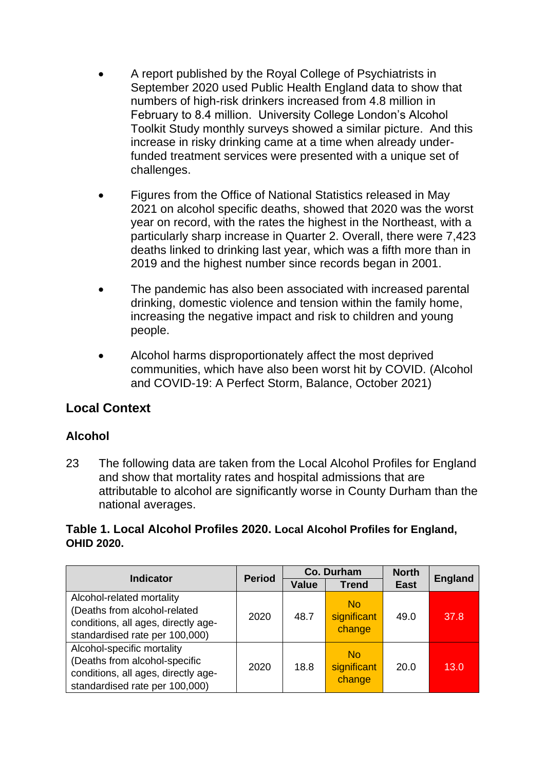- A report published by the Royal College of Psychiatrists in September 2020 used Public Health England data to show that numbers of high-risk drinkers increased from 4.8 million in February to 8.4 million. University College London's Alcohol Toolkit Study monthly surveys showed a similar picture. And this increase in risky drinking came at a time when already under-funded treatment services were presented with a unique set of challenges.

- Figures from the Office of National Statistics released in May 2021 on alcohol specific deaths, showed that 2020 was the worst year on record, with the rates the highest in the Northeast, with a particularly sharp increase in Quarter 2. Overall, there were 7,423 deaths linked to drinking last year, which was a fifth more than in 2019 and the highest number since records began in 2001.

- The pandemic has also been associated with increased parental drinking, domestic violence and tension within the family home, increasing the negative impact and risk to children and young people.

- Alcohol harms disproportionately affect the most deprived communities, which have also been worst hit by COVID. (Alcohol and COVID-19: A Perfect Storm, Balance, October 2021)

## Local Context

### Alcohol

23 The following data are taken from the Local Alcohol Profiles for England and show that mortality rates and hospital admissions that are attributable to alcohol are significantly worse in County Durham than the national averages.

**Table 1. Local Alcohol Profiles 2020. Local Alcohol Profiles for England, OHID 2020.**

| Indicator | Period | Co. Durham | | North East | England |
|---|---|---|---|---|---|
| | | Value | Trend | | |
| Alcohol-related mortality (Deaths from alcohol-related conditions, all ages, directly age-standardised rate per 100,000) | 2020 | 48.7 | No significant change | 49.0 | 37.8 |
| Alcohol-specific mortality (Deaths from alcohol-specific conditions, all ages, directly age-standardised rate per 100,000) | 2020 | 18.8 | No significant change | 20.0 | 13.0 |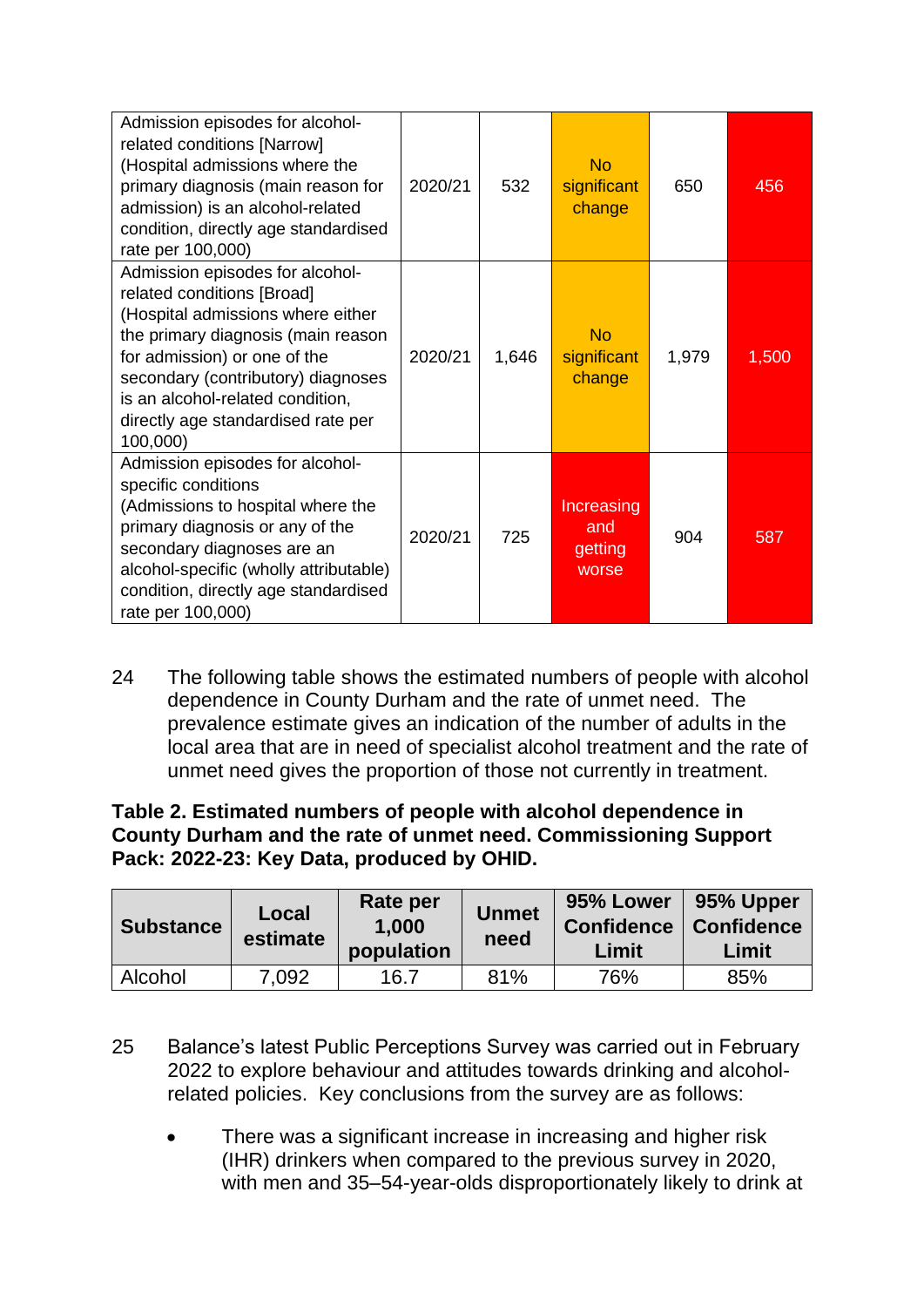| Admission episodes for alcohol-related conditions [Narrow] (Hospital admissions where the primary diagnosis (main reason for admission) is an alcohol-related condition, directly age standardised rate per 100,000) | 2020/21 | 532 | No significant change | 650 | 456 |
|---|---|---|---|---|---|
| Admission episodes for alcohol-related conditions [Broad] (Hospital admissions where either the primary diagnosis (main reason for admission) or one of the secondary (contributory) diagnoses is an alcohol-related condition, directly age standardised rate per 100,000) | 2020/21 | 1,646 | No significant change | 1,979 | 1,500 |
| Admission episodes for alcohol-specific conditions (Admissions to hospital where the primary diagnosis or any of the secondary diagnoses are an alcohol-specific (wholly attributable) condition, directly age standardised rate per 100,000) | 2020/21 | 725 | Increasing and getting worse | 904 | 587 |

24 The following table shows the estimated numbers of people with alcohol dependence in County Durham and the rate of unmet need. The prevalence estimate gives an indication of the number of adults in the local area that are in need of specialist alcohol treatment and the rate of unmet need gives the proportion of those not currently in treatment.

**Table 2. Estimated numbers of people with alcohol dependence in County Durham and the rate of unmet need. Commissioning Support Pack: 2022-23: Key Data, produced by OHID.**

| Substance | Local estimate | Rate per 1,000 population | Unmet need | 95% Lower Confidence Limit | 95% Upper Confidence Limit |
|---|---|---|---|---|---|
| Alcohol | 7,092 | 16.7 | 81% | 76% | 85% |

25 Balance's latest Public Perceptions Survey was carried out in February 2022 to explore behaviour and attitudes towards drinking and alcohol-related policies. Key conclusions from the survey are as follows:

- There was a significant increase in increasing and higher risk (IHR) drinkers when compared to the previous survey in 2020, with men and 35–54-year-olds disproportionately likely to drink at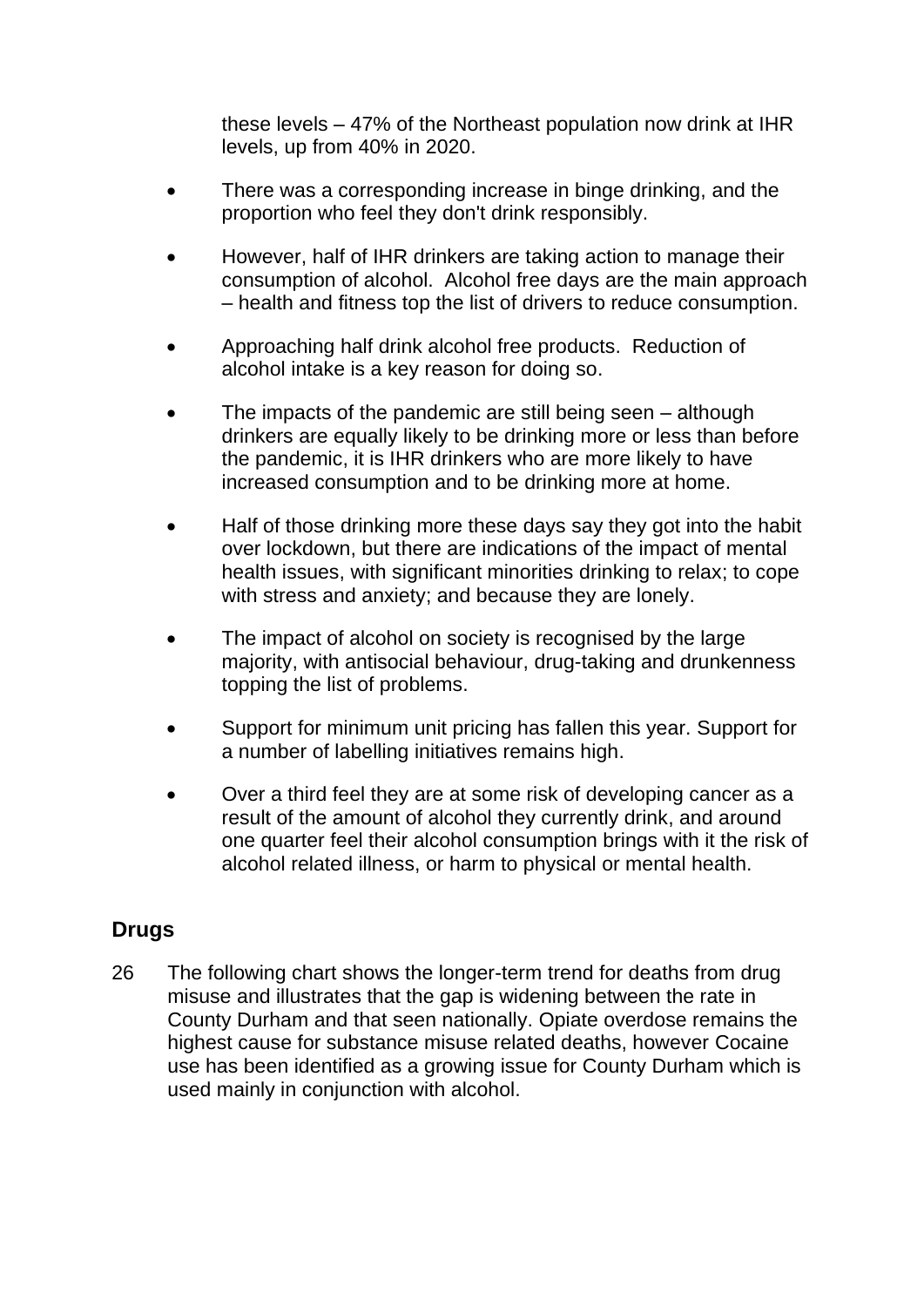these levels – 47% of the Northeast population now drink at IHR levels, up from 40% in 2020.

- There was a corresponding increase in binge drinking, and the proportion who feel they don't drink responsibly.
- However, half of IHR drinkers are taking action to manage their consumption of alcohol. Alcohol free days are the main approach – health and fitness top the list of drivers to reduce consumption.
- Approaching half drink alcohol free products. Reduction of alcohol intake is a key reason for doing so.
- The impacts of the pandemic are still being seen – although drinkers are equally likely to be drinking more or less than before the pandemic, it is IHR drinkers who are more likely to have increased consumption and to be drinking more at home.
- Half of those drinking more these days say they got into the habit over lockdown, but there are indications of the impact of mental health issues, with significant minorities drinking to relax; to cope with stress and anxiety; and because they are lonely.
- The impact of alcohol on society is recognised by the large majority, with antisocial behaviour, drug-taking and drunkenness topping the list of problems.
- Support for minimum unit pricing has fallen this year. Support for a number of labelling initiatives remains high.
- Over a third feel they are at some risk of developing cancer as a result of the amount of alcohol they currently drink, and around one quarter feel their alcohol consumption brings with it the risk of alcohol related illness, or harm to physical or mental health.

## Drugs

26 The following chart shows the longer-term trend for deaths from drug misuse and illustrates that the gap is widening between the rate in County Durham and that seen nationally. Opiate overdose remains the highest cause for substance misuse related deaths, however Cocaine use has been identified as a growing issue for County Durham which is used mainly in conjunction with alcohol.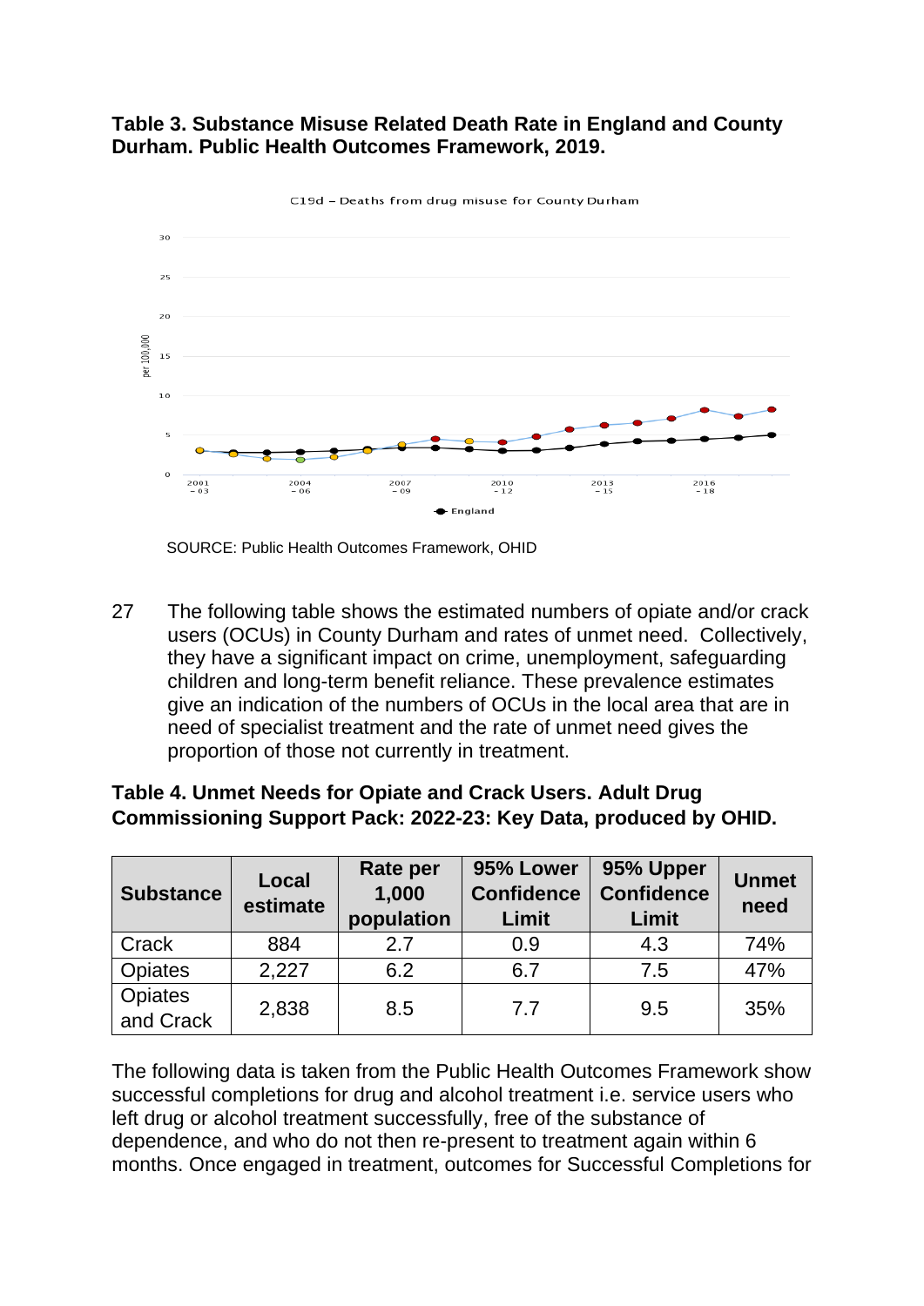**Table 3. Substance Misuse Related Death Rate in England and County Durham. Public Health Outcomes Framework, 2019.**

SOURCE: Public Health Outcomes Framework, OHID

27 The following table shows the estimated numbers of opiate and/or crack users (OCUs) in County Durham and rates of unmet need. Collectively, they have a significant impact on crime, unemployment, safeguarding children and long-term benefit reliance. These prevalence estimates give an indication of the numbers of OCUs in the local area that are in need of specialist treatment and the rate of unmet need gives the proportion of those not currently in treatment.

**Table 4. Unmet Needs for Opiate and Crack Users. Adult Drug Commissioning Support Pack: 2022-23: Key Data, produced by OHID.**

| Substance | Local estimate | Rate per 1,000 population | 95% Lower Confidence Limit | 95% Upper Confidence Limit | Unmet need |
|---|---|---|---|---|---|
| Crack | 884 | 2.7 | 0.9 | 4.3 | 74% |
| Opiates | 2,227 | 6.2 | 6.7 | 7.5 | 47% |
| Opiates and Crack | 2,838 | 8.5 | 7.7 | 9.5 | 35% |

The following data is taken from the Public Health Outcomes Framework show successful completions for drug and alcohol treatment i.e. service users who left drug or alcohol treatment successfully, free of the substance of dependence, and who do not then re-present to treatment again within 6 months. Once engaged in treatment, outcomes for Successful Completions for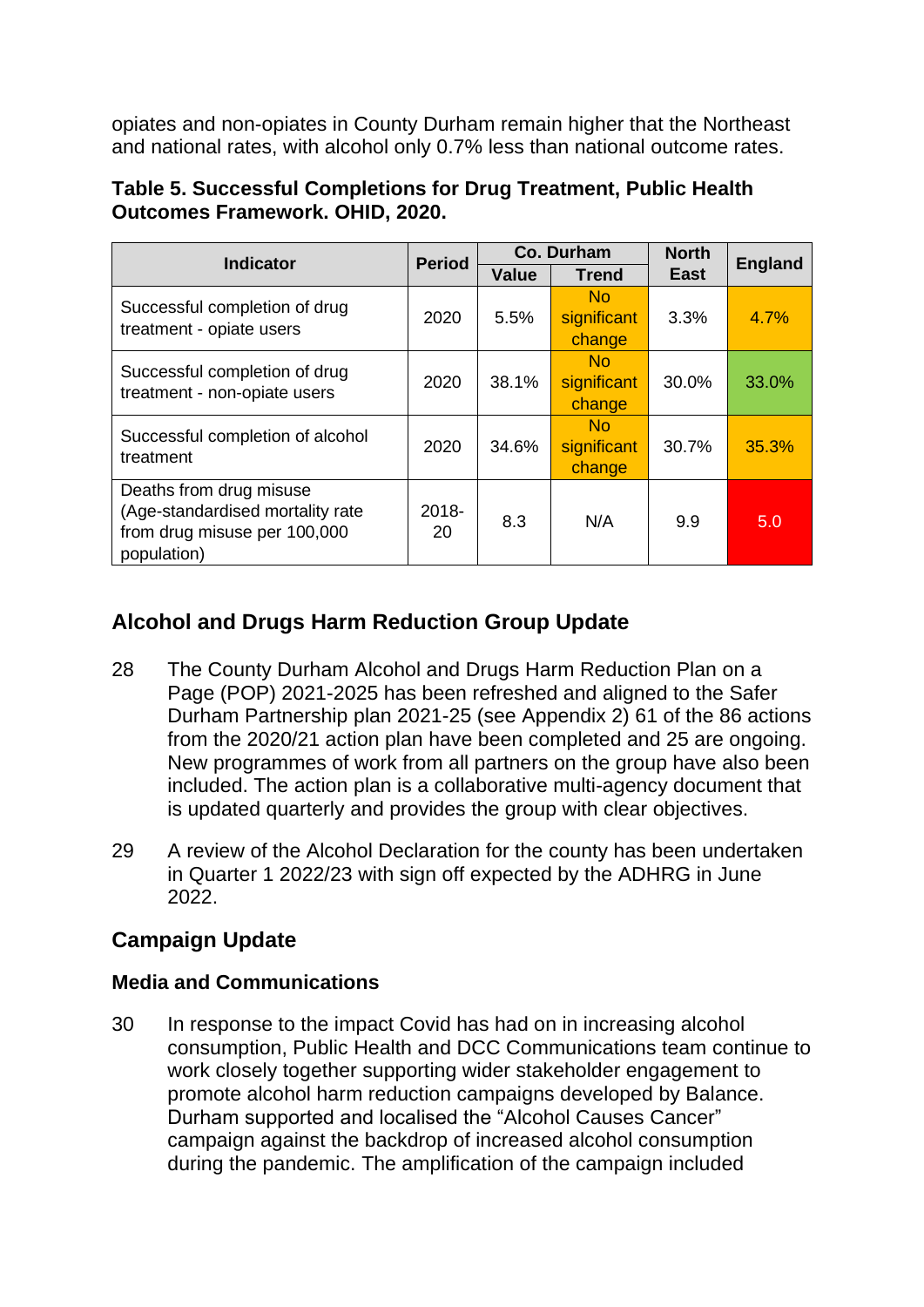opiates and non-opiates in County Durham remain higher that the Northeast and national rates, with alcohol only 0.7% less than national outcome rates.

**Table 5. Successful Completions for Drug Treatment, Public Health Outcomes Framework. OHID, 2020.**

| Indicator | Period | Co. Durham | | North East | England |
|---|---|---|---|---|---|
| | | Value | Trend | | |
| Successful completion of drug treatment - opiate users | 2020 | 5.5% | No significant change | 3.3% | 4.7% |
| Successful completion of drug treatment - non-opiate users | 2020 | 38.1% | No significant change | 30.0% | 33.0% |
| Successful completion of alcohol treatment | 2020 | 34.6% | No significant change | 30.7% | 35.3% |
| Deaths from drug misuse (Age-standardised mortality rate from drug misuse per 100,000 population) | 2018-20 | 8.3 | N/A | 9.9 | 5.0 |

## Alcohol and Drugs Harm Reduction Group Update

28 The County Durham Alcohol and Drugs Harm Reduction Plan on a Page (POP) 2021-2025 has been refreshed and aligned to the Safer Durham Partnership plan 2021-25 (see Appendix 2) 61 of the 86 actions from the 2020/21 action plan have been completed and 25 are ongoing. New programmes of work from all partners on the group have also been included. The action plan is a collaborative multi-agency document that is updated quarterly and provides the group with clear objectives.

29 A review of the Alcohol Declaration for the county has been undertaken in Quarter 1 2022/23 with sign off expected by the ADHRG in June 2022.

## Campaign Update

### Media and Communications

30 In response to the impact Covid has had on in increasing alcohol consumption, Public Health and DCC Communications team continue to work closely together supporting wider stakeholder engagement to promote alcohol harm reduction campaigns developed by Balance. Durham supported and localised the "Alcohol Causes Cancer" campaign against the backdrop of increased alcohol consumption during the pandemic. The amplification of the campaign included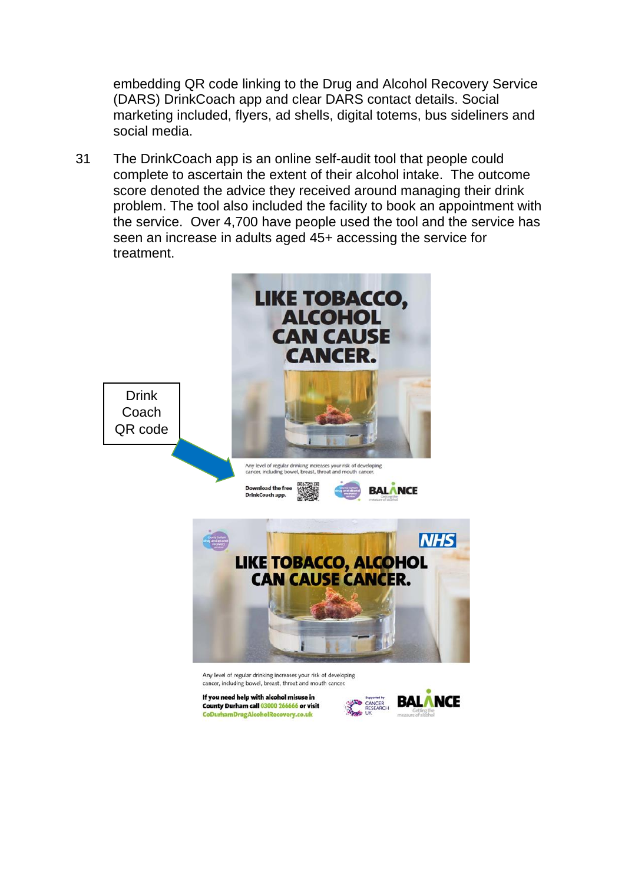embedding QR code linking to the Drug and Alcohol Recovery Service (DARS) DrinkCoach app and clear DARS contact details. Social marketing included, flyers, ad shells, digital totems, bus sideliners and social media.

31 The DrinkCoach app is an online self-audit tool that people could complete to ascertain the extent of their alcohol intake. The outcome score denoted the advice they received around managing their drink problem. The tool also included the facility to book an appointment with the service. Over 4,700 have people used the tool and the service has seen an increase in adults aged 45+ accessing the service for treatment.

Drink Coach QR code

LIKE TOBACCO, ALCOHOL CAN CAUSE CANCER.

Any level of regular drinking increases your risk of developing cancer, including bowel, breast, throat and mouth cancer.

Download the free DrinkCoach app.

BALANCE

LIKE TOBACCO, ALCOHOL CAN CAUSE CANCER.

Any level of regular drinking increases your risk of developing cancer, including bowel, breast, throat and mouth cancer.

If you need help with alcohol misuse in County Durham call 03000 266666 or visit CoDurhamDrugAlcoholRecovery.co.uk

Supported by Cancer Research UK

BALANCE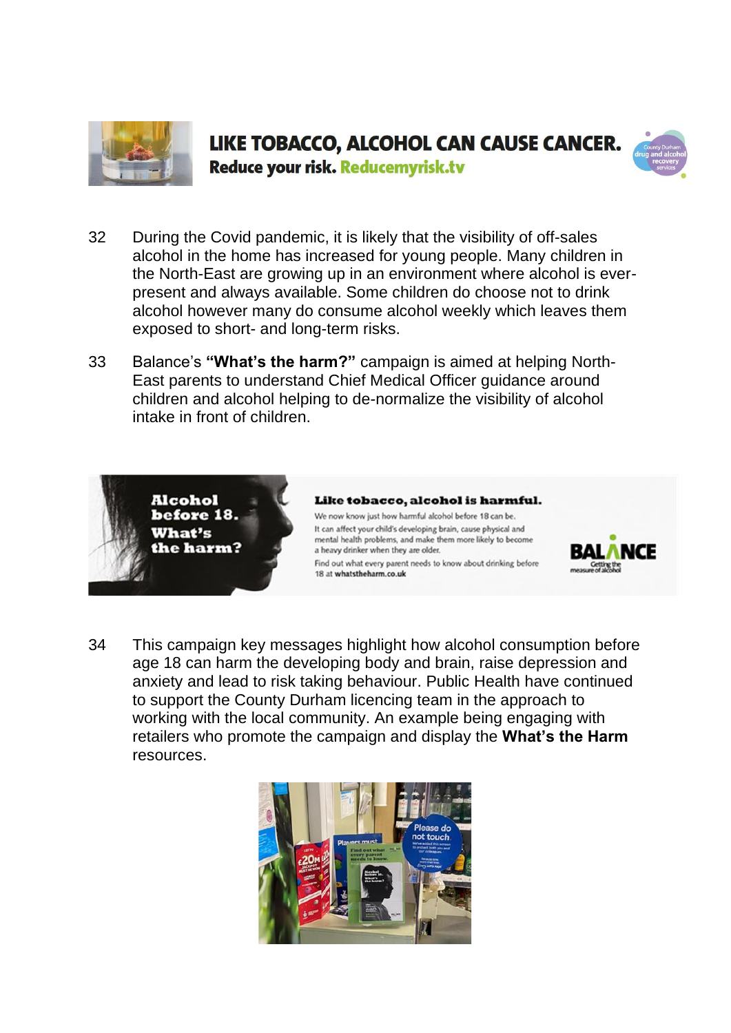LIKE TOBACCO, ALCOHOL CAN CAUSE CANCER.
**Reduce your risk. Reducemyrisk.tv**

32 During the Covid pandemic, it is likely that the visibility of off-sales alcohol in the home has increased for young people. Many children in the North-East are growing up in an environment where alcohol is ever-present and always available. Some children do choose not to drink alcohol however many do consume alcohol weekly which leaves them exposed to short- and long-term risks.

33 Balance's **"What's the harm?"** campaign is aimed at helping North-East parents to understand Chief Medical Officer guidance around children and alcohol helping to de-normalize the visibility of alcohol intake in front of children.

**Alcohol before 18. What's the harm?**

**Like tobacco, alcohol is harmful.**

We now know just how harmful alcohol before 18 can be.

It can affect your child's developing brain, cause physical and mental health problems, and make them more likely to become a heavy drinker when they are older.

Find out what every parent needs to know about drinking before 18 at **whatstheharm.co.uk**

BALANCE Getting the measure of alcohol

34 This campaign key messages highlight how alcohol consumption before age 18 can harm the developing body and brain, raise depression and anxiety and lead to risk taking behaviour. Public Health have continued to support the County Durham licencing team in the approach to working with the local community. An example being engaging with retailers who promote the campaign and display the **What's the Harm** resources.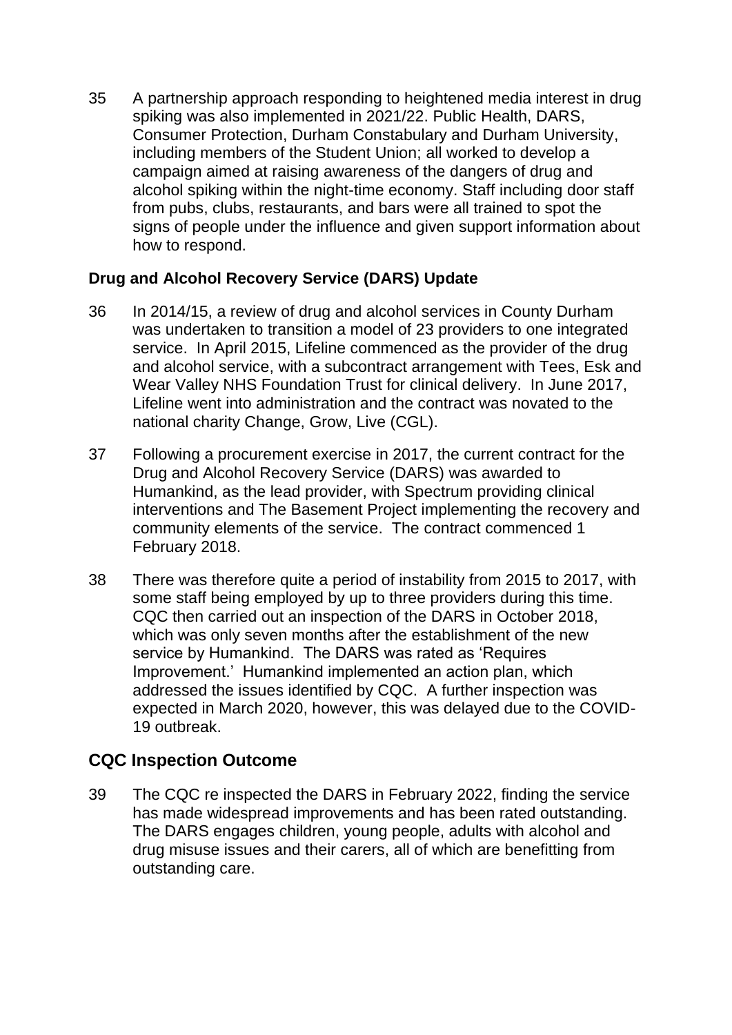35 A partnership approach responding to heightened media interest in drug spiking was also implemented in 2021/22. Public Health, DARS, Consumer Protection, Durham Constabulary and Durham University, including members of the Student Union; all worked to develop a campaign aimed at raising awareness of the dangers of drug and alcohol spiking within the night-time economy. Staff including door staff from pubs, clubs, restaurants, and bars were all trained to spot the signs of people under the influence and given support information about how to respond.

### Drug and Alcohol Recovery Service (DARS) Update

36 In 2014/15, a review of drug and alcohol services in County Durham was undertaken to transition a model of 23 providers to one integrated service. In April 2015, Lifeline commenced as the provider of the drug and alcohol service, with a subcontract arrangement with Tees, Esk and Wear Valley NHS Foundation Trust for clinical delivery. In June 2017, Lifeline went into administration and the contract was novated to the national charity Change, Grow, Live (CGL).

37 Following a procurement exercise in 2017, the current contract for the Drug and Alcohol Recovery Service (DARS) was awarded to Humankind, as the lead provider, with Spectrum providing clinical interventions and The Basement Project implementing the recovery and community elements of the service. The contract commenced 1 February 2018.

38 There was therefore quite a period of instability from 2015 to 2017, with some staff being employed by up to three providers during this time. CQC then carried out an inspection of the DARS in October 2018, which was only seven months after the establishment of the new service by Humankind. The DARS was rated as 'Requires Improvement.' Humankind implemented an action plan, which addressed the issues identified by CQC. A further inspection was expected in March 2020, however, this was delayed due to the COVID-19 outbreak.

## CQC Inspection Outcome

39 The CQC re inspected the DARS in February 2022, finding the service has made widespread improvements and has been rated outstanding. The DARS engages children, young people, adults with alcohol and drug misuse issues and their carers, all of which are benefitting from outstanding care.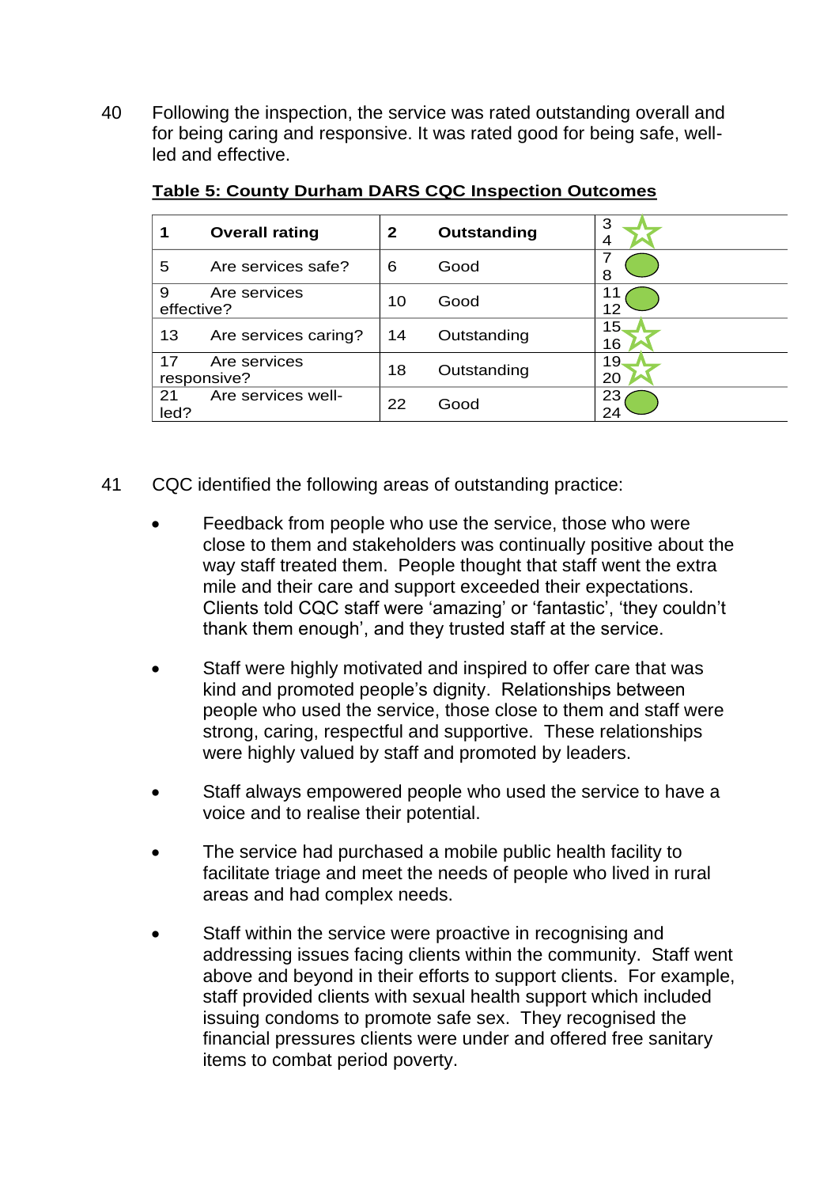40 Following the inspection, the service was rated outstanding overall and for being caring and responsive. It was rated good for being safe, well-led and effective.

**Table 5: County Durham DARS CQC Inspection Outcomes**

| 1 **Overall rating** | 2 **Outstanding** | 3 4 |
|---|---|---|
| 5 Are services safe? | 6 Good | 7 8 |
| 9 Are services effective? | 10 Good | 11 12 |
| 13 Are services caring? | 14 Outstanding | 15 16 |
| 17 Are services responsive? | 18 Outstanding | 19 20 |
| 21 Are services well-led? | 22 Good | 23 24 |

41 CQC identified the following areas of outstanding practice:

- Feedback from people who use the service, those who were close to them and stakeholders was continually positive about the way staff treated them. People thought that staff went the extra mile and their care and support exceeded their expectations. Clients told CQC staff were 'amazing' or 'fantastic', 'they couldn't thank them enough', and they trusted staff at the service.

- Staff were highly motivated and inspired to offer care that was kind and promoted people's dignity. Relationships between people who used the service, those close to them and staff were strong, caring, respectful and supportive. These relationships were highly valued by staff and promoted by leaders.

- Staff always empowered people who used the service to have a voice and to realise their potential.

- The service had purchased a mobile public health facility to facilitate triage and meet the needs of people who lived in rural areas and had complex needs.

- Staff within the service were proactive in recognising and addressing issues facing clients within the community. Staff went above and beyond in their efforts to support clients. For example, staff provided clients with sexual health support which included issuing condoms to promote safe sex. They recognised the financial pressures clients were under and offered free sanitary items to combat period poverty.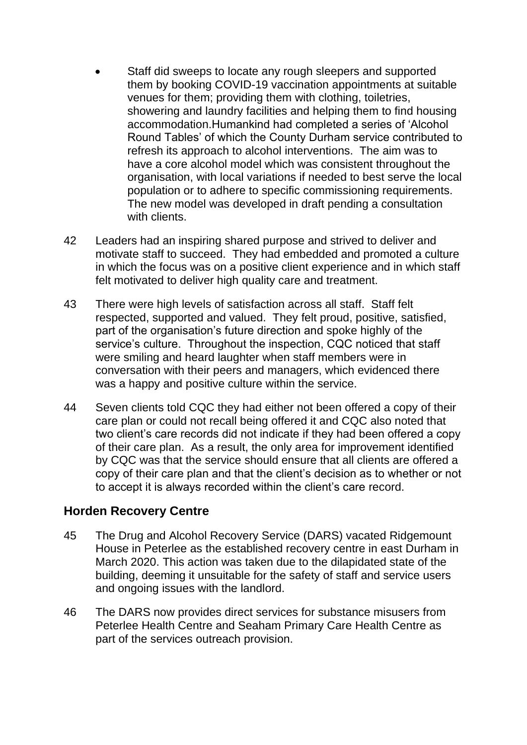- Staff did sweeps to locate any rough sleepers and supported them by booking COVID-19 vaccination appointments at suitable venues for them; providing them with clothing, toiletries, showering and laundry facilities and helping them to find housing accommodation.Humankind had completed a series of 'Alcohol Round Tables' of which the County Durham service contributed to refresh its approach to alcohol interventions. The aim was to have a core alcohol model which was consistent throughout the organisation, with local variations if needed to best serve the local population or to adhere to specific commissioning requirements. The new model was developed in draft pending a consultation with clients.

42 Leaders had an inspiring shared purpose and strived to deliver and motivate staff to succeed. They had embedded and promoted a culture in which the focus was on a positive client experience and in which staff felt motivated to deliver high quality care and treatment.

43 There were high levels of satisfaction across all staff. Staff felt respected, supported and valued. They felt proud, positive, satisfied, part of the organisation's future direction and spoke highly of the service's culture. Throughout the inspection, CQC noticed that staff were smiling and heard laughter when staff members were in conversation with their peers and managers, which evidenced there was a happy and positive culture within the service.

44 Seven clients told CQC they had either not been offered a copy of their care plan or could not recall being offered it and CQC also noted that two client's care records did not indicate if they had been offered a copy of their care plan. As a result, the only area for improvement identified by CQC was that the service should ensure that all clients are offered a copy of their care plan and that the client's decision as to whether or not to accept it is always recorded within the client's care record.

## Horden Recovery Centre

45 The Drug and Alcohol Recovery Service (DARS) vacated Ridgemount House in Peterlee as the established recovery centre in east Durham in March 2020. This action was taken due to the dilapidated state of the building, deeming it unsuitable for the safety of staff and service users and ongoing issues with the landlord.

46 The DARS now provides direct services for substance misusers from Peterlee Health Centre and Seaham Primary Care Health Centre as part of the services outreach provision.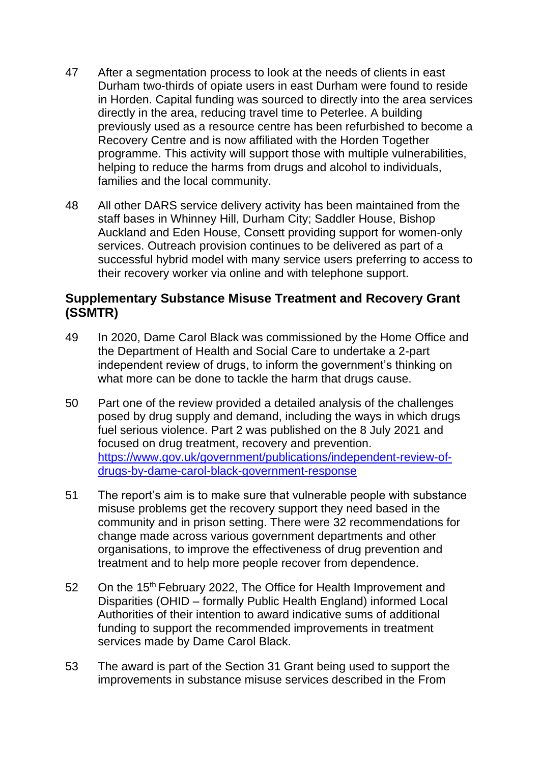47 After a segmentation process to look at the needs of clients in east Durham two-thirds of opiate users in east Durham were found to reside in Horden. Capital funding was sourced to directly into the area services directly in the area, reducing travel time to Peterlee. A building previously used as a resource centre has been refurbished to become a Recovery Centre and is now affiliated with the Horden Together programme. This activity will support those with multiple vulnerabilities, helping to reduce the harms from drugs and alcohol to individuals, families and the local community.

48 All other DARS service delivery activity has been maintained from the staff bases in Whinney Hill, Durham City; Saddler House, Bishop Auckland and Eden House, Consett providing support for women-only services. Outreach provision continues to be delivered as part of a successful hybrid model with many service users preferring to access to their recovery worker via online and with telephone support.

## Supplementary Substance Misuse Treatment and Recovery Grant (SSMTR)

49 In 2020, Dame Carol Black was commissioned by the Home Office and the Department of Health and Social Care to undertake a 2-part independent review of drugs, to inform the government's thinking on what more can be done to tackle the harm that drugs cause.

50 Part one of the review provided a detailed analysis of the challenges posed by drug supply and demand, including the ways in which drugs fuel serious violence. Part 2 was published on the 8 July 2021 and focused on drug treatment, recovery and prevention. [https://www.gov.uk/government/publications/independent-review-of-drugs-by-dame-carol-black-government-response](https://www.gov.uk/government/publications/independent-review-of-drugs-by-dame-carol-black-government-response)

51 The report's aim is to make sure that vulnerable people with substance misuse problems get the recovery support they need based in the community and in prison setting. There were 32 recommendations for change made across various government departments and other organisations, to improve the effectiveness of drug prevention and treatment and to help more people recover from dependence.

52 On the 15th February 2022, The Office for Health Improvement and Disparities (OHID – formally Public Health England) informed Local Authorities of their intention to award indicative sums of additional funding to support the recommended improvements in treatment services made by Dame Carol Black.

53 The award is part of the Section 31 Grant being used to support the improvements in substance misuse services described in the From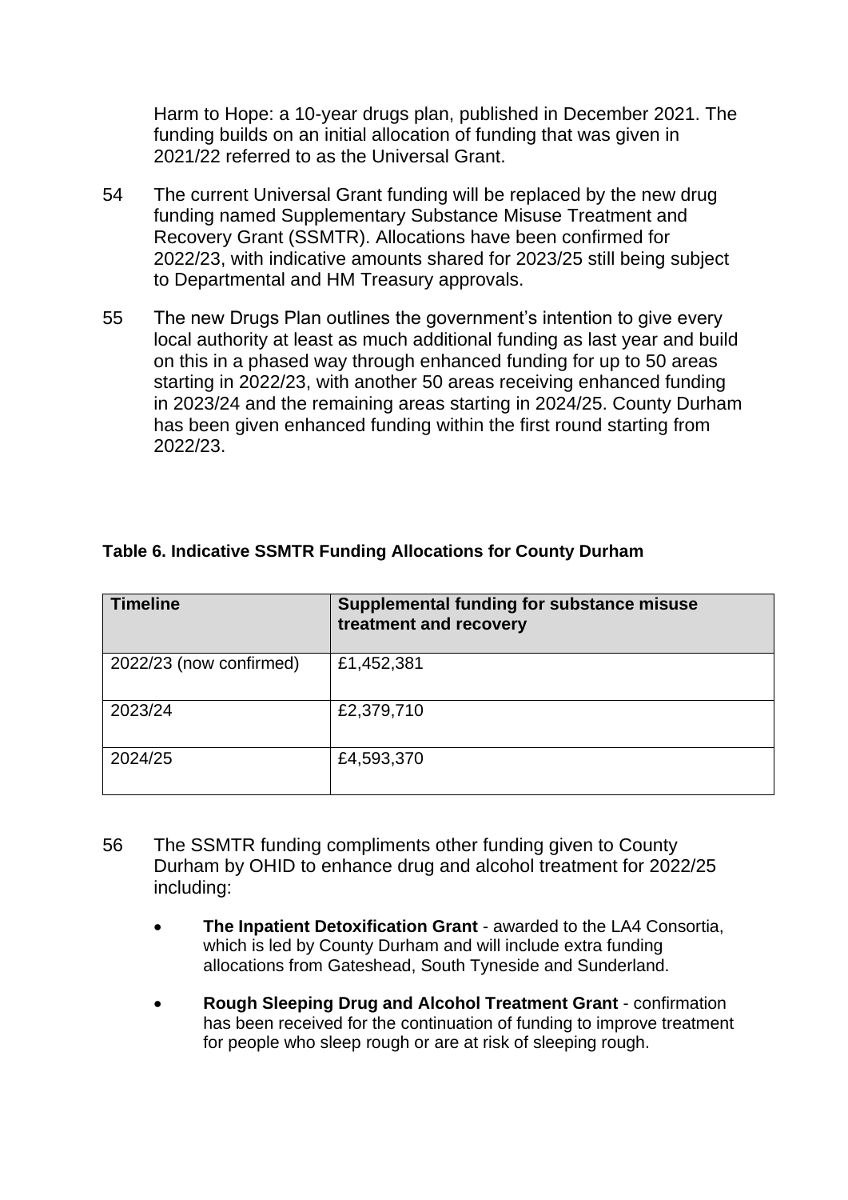Harm to Hope: a 10-year drugs plan, published in December 2021. The funding builds on an initial allocation of funding that was given in 2021/22 referred to as the Universal Grant.

54 The current Universal Grant funding will be replaced by the new drug funding named Supplementary Substance Misuse Treatment and Recovery Grant (SSMTR). Allocations have been confirmed for 2022/23, with indicative amounts shared for 2023/25 still being subject to Departmental and HM Treasury approvals.

55 The new Drugs Plan outlines the government's intention to give every local authority at least as much additional funding as last year and build on this in a phased way through enhanced funding for up to 50 areas starting in 2022/23, with another 50 areas receiving enhanced funding in 2023/24 and the remaining areas starting in 2024/25. County Durham has been given enhanced funding within the first round starting from 2022/23.

**Table 6. Indicative SSMTR Funding Allocations for County Durham**

| Timeline | Supplemental funding for substance misuse treatment and recovery |
|---|---|
| 2022/23 (now confirmed) | £1,452,381 |
| 2023/24 | £2,379,710 |
| 2024/25 | £4,593,370 |

56 The SSMTR funding compliments other funding given to County Durham by OHID to enhance drug and alcohol treatment for 2022/25 including:

- **The Inpatient Detoxification Grant** - awarded to the LA4 Consortia, which is led by County Durham and will include extra funding allocations from Gateshead, South Tyneside and Sunderland.
- **Rough Sleeping Drug and Alcohol Treatment Grant** - confirmation has been received for the continuation of funding to improve treatment for people who sleep rough or are at risk of sleeping rough.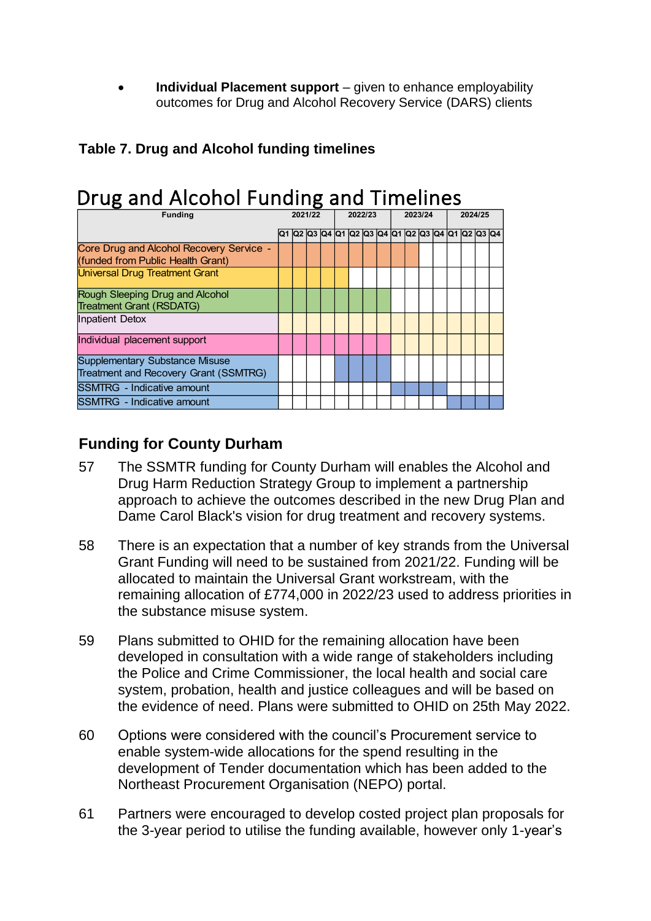- **Individual Placement support** – given to enhance employability outcomes for Drug and Alcohol Recovery Service (DARS) clients

**Table 7. Drug and Alcohol funding timelines**

## Drug and Alcohol Funding and Timelines

| Funding | 2021/22 | | | | 2022/23 | | | | 2023/24 | | | | 2024/25 | | | |
|---|---|---|---|---|---|---|---|---|---|---|---|---|---|---|---|---|
| | Q1 | Q2 | Q3 | Q4 | Q1 | Q2 | Q3 | Q4 | Q1 | Q2 | Q3 | Q4 | Q1 | Q2 | Q3 | Q4 |
| Core Drug and Alcohol Recovery Service - (funded from Public Health Grant) | ■ | ■ | ■ | ■ | ■ | ■ | ■ | ■ | ■ | ■ | | | | | | |
| Universal Drug Treatment Grant | ■ | ■ | ■ | ■ | ■ | | | | | | | | | | | |
| Rough Sleeping Drug and Alcohol Treatment Grant (RSDATG) | ■ | ■ | ■ | ■ | ■ | ■ | ■ | ■ | | | | | | | | |
| Inpatient Detox | ■ | ■ | ■ | ■ | ■ | ■ | ■ | ■ | ■ | ■ | ■ | ■ | ■ | ■ | ■ | ■ |
| Individual placement support | ■ | ■ | ■ | ■ | ■ | ■ | ■ | ■ | ■ | ■ | ■ | ■ | ■ | ■ | ■ | ■ |
| Supplementary Substance Misuse Treatment and Recovery Grant (SSMTRG) | | | | | ■ | ■ | ■ | ■ | | | | | | | | |
| SSMTRG - Indicative amount | | | | | | | | | ■ | ■ | ■ | ■ | | | | |
| SSMTRG - Indicative amount | | | | | | | | | | | | | ■ | ■ | ■ | ■ |

## Funding for County Durham

57 The SSMTR funding for County Durham will enables the Alcohol and Drug Harm Reduction Strategy Group to implement a partnership approach to achieve the outcomes described in the new Drug Plan and Dame Carol Black's vision for drug treatment and recovery systems.

58 There is an expectation that a number of key strands from the Universal Grant Funding will need to be sustained from 2021/22. Funding will be allocated to maintain the Universal Grant workstream, with the remaining allocation of £774,000 in 2022/23 used to address priorities in the substance misuse system.

59 Plans submitted to OHID for the remaining allocation have been developed in consultation with a wide range of stakeholders including the Police and Crime Commissioner, the local health and social care system, probation, health and justice colleagues and will be based on the evidence of need. Plans were submitted to OHID on 25th May 2022.

60 Options were considered with the council's Procurement service to enable system-wide allocations for the spend resulting in the development of Tender documentation which has been added to the Northeast Procurement Organisation (NEPO) portal.

61 Partners were encouraged to develop costed project plan proposals for the 3-year period to utilise the funding available, however only 1-year's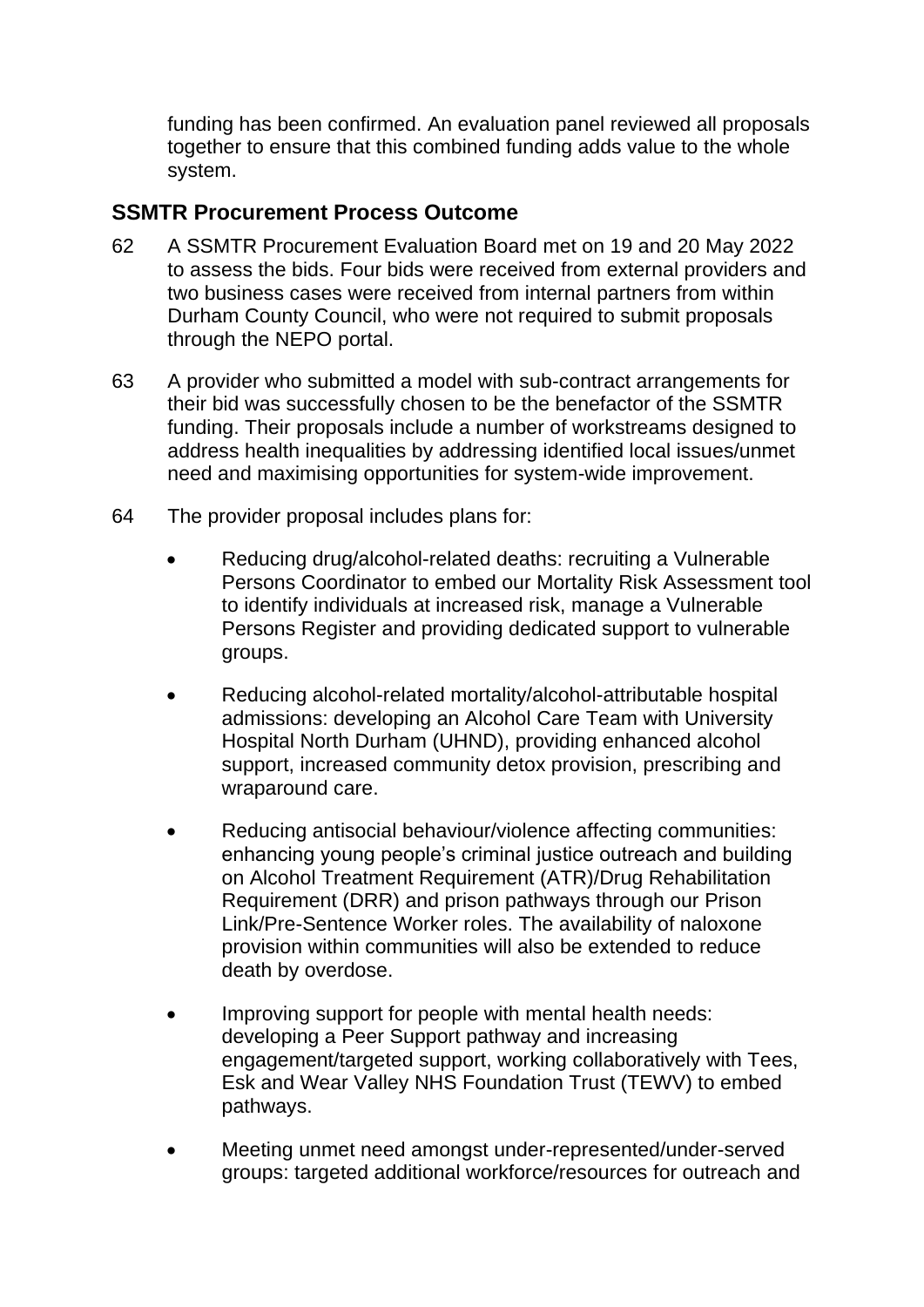funding has been confirmed. An evaluation panel reviewed all proposals together to ensure that this combined funding adds value to the whole system.

## SSMTR Procurement Process Outcome

62 A SSMTR Procurement Evaluation Board met on 19 and 20 May 2022 to assess the bids. Four bids were received from external providers and two business cases were received from internal partners from within Durham County Council, who were not required to submit proposals through the NEPO portal.

63 A provider who submitted a model with sub-contract arrangements for their bid was successfully chosen to be the benefactor of the SSMTR funding. Their proposals include a number of workstreams designed to address health inequalities by addressing identified local issues/unmet need and maximising opportunities for system-wide improvement.

64 The provider proposal includes plans for:

- Reducing drug/alcohol-related deaths: recruiting a Vulnerable Persons Coordinator to embed our Mortality Risk Assessment tool to identify individuals at increased risk, manage a Vulnerable Persons Register and providing dedicated support to vulnerable groups.
- Reducing alcohol-related mortality/alcohol-attributable hospital admissions: developing an Alcohol Care Team with University Hospital North Durham (UHND), providing enhanced alcohol support, increased community detox provision, prescribing and wraparound care.
- Reducing antisocial behaviour/violence affecting communities: enhancing young people's criminal justice outreach and building on Alcohol Treatment Requirement (ATR)/Drug Rehabilitation Requirement (DRR) and prison pathways through our Prison Link/Pre-Sentence Worker roles. The availability of naloxone provision within communities will also be extended to reduce death by overdose.
- Improving support for people with mental health needs: developing a Peer Support pathway and increasing engagement/targeted support, working collaboratively with Tees, Esk and Wear Valley NHS Foundation Trust (TEWV) to embed pathways.
- Meeting unmet need amongst under-represented/under-served groups: targeted additional workforce/resources for outreach and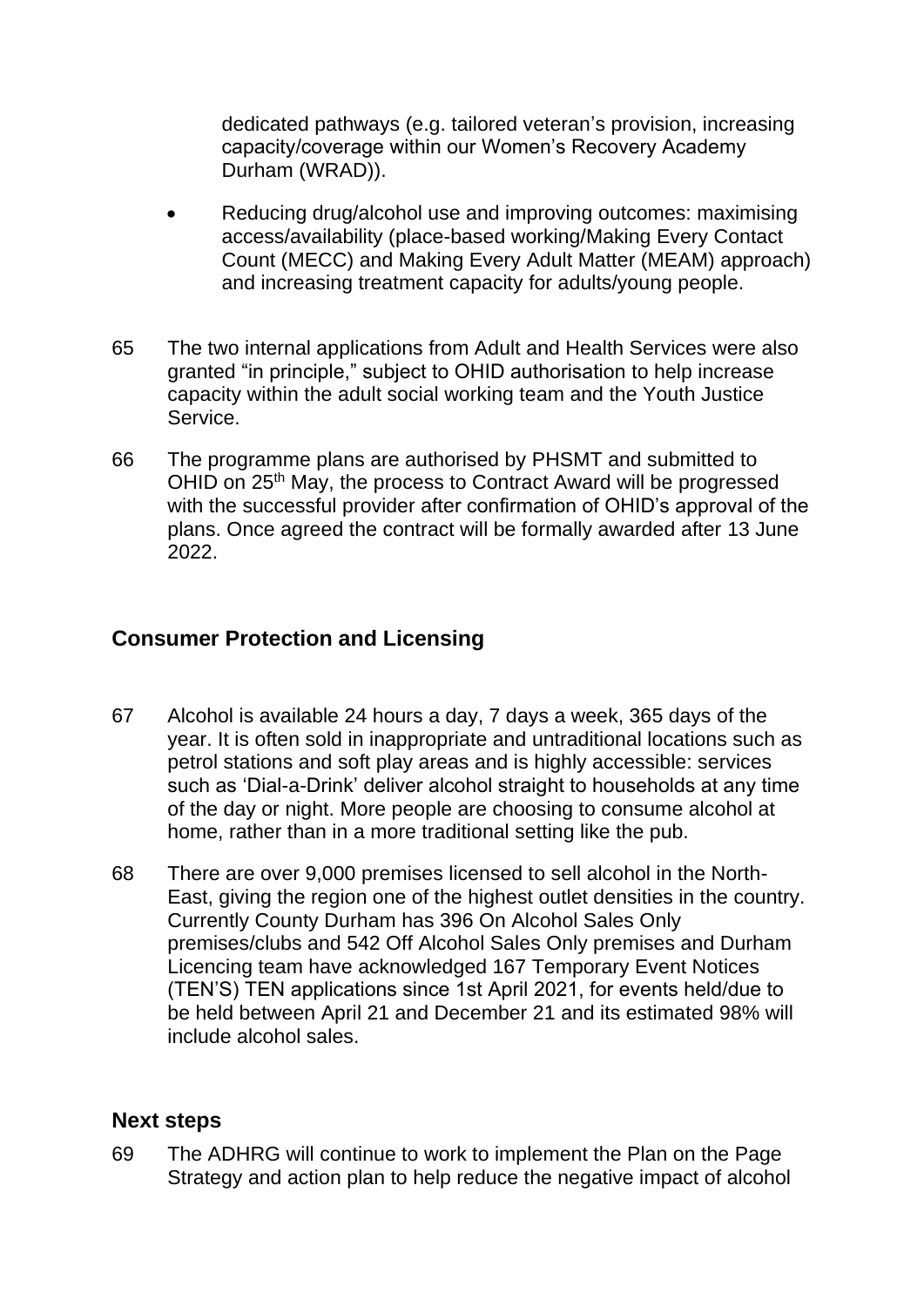dedicated pathways (e.g. tailored veteran's provision, increasing capacity/coverage within our Women's Recovery Academy Durham (WRAD)).

- Reducing drug/alcohol use and improving outcomes: maximising access/availability (place-based working/Making Every Contact Count (MECC) and Making Every Adult Matter (MEAM) approach) and increasing treatment capacity for adults/young people.

65 The two internal applications from Adult and Health Services were also granted "in principle," subject to OHID authorisation to help increase capacity within the adult social working team and the Youth Justice Service.

66 The programme plans are authorised by PHSMT and submitted to OHID on 25th May, the process to Contract Award will be progressed with the successful provider after confirmation of OHID's approval of the plans. Once agreed the contract will be formally awarded after 13 June 2022.

## Consumer Protection and Licensing

67 Alcohol is available 24 hours a day, 7 days a week, 365 days of the year. It is often sold in inappropriate and untraditional locations such as petrol stations and soft play areas and is highly accessible: services such as 'Dial-a-Drink' deliver alcohol straight to households at any time of the day or night. More people are choosing to consume alcohol at home, rather than in a more traditional setting like the pub.

68 There are over 9,000 premises licensed to sell alcohol in the North-East, giving the region one of the highest outlet densities in the country. Currently County Durham has 396 On Alcohol Sales Only premises/clubs and 542 Off Alcohol Sales Only premises and Durham Licencing team have acknowledged 167 Temporary Event Notices (TEN'S) TEN applications since 1st April 2021, for events held/due to be held between April 21 and December 21 and its estimated 98% will include alcohol sales.

## Next steps

69 The ADHRG will continue to work to implement the Plan on the Page Strategy and action plan to help reduce the negative impact of alcohol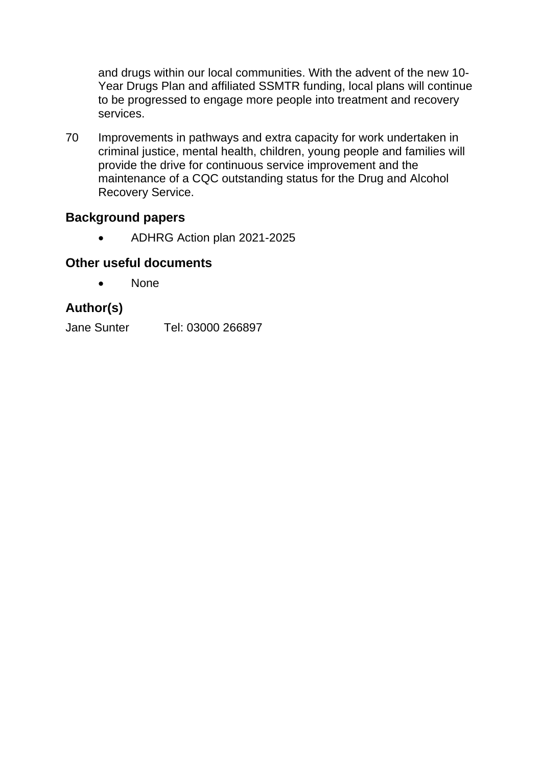and drugs within our local communities. With the advent of the new 10-Year Drugs Plan and affiliated SSMTR funding, local plans will continue to be progressed to engage more people into treatment and recovery services.

70 Improvements in pathways and extra capacity for work undertaken in criminal justice, mental health, children, young people and families will provide the drive for continuous service improvement and the maintenance of a CQC outstanding status for the Drug and Alcohol Recovery Service.

## Background papers

- ADHRG Action plan 2021-2025

## Other useful documents

- None

## Author(s)

Jane Sunter Tel: 03000 266897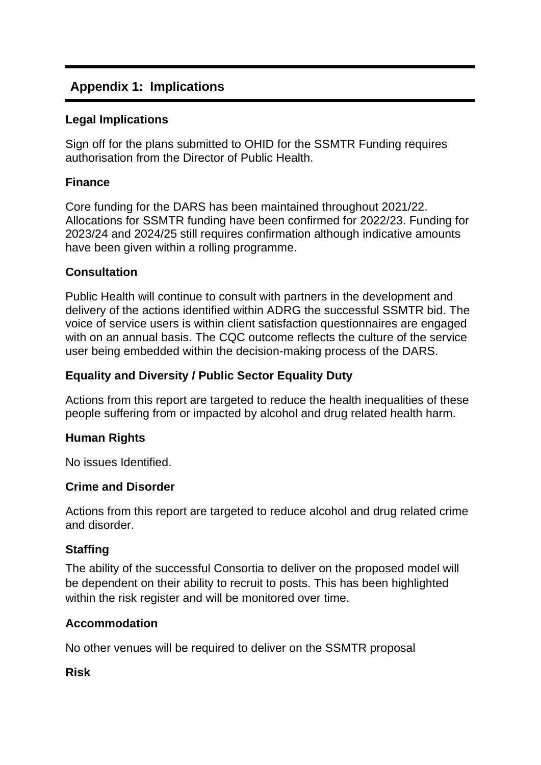## Appendix 1: Implications

### Legal Implications

Sign off for the plans submitted to OHID for the SSMTR Funding requires authorisation from the Director of Public Health.

### Finance

Core funding for the DARS has been maintained throughout 2021/22. Allocations for SSMTR funding have been confirmed for 2022/23. Funding for 2023/24 and 2024/25 still requires confirmation although indicative amounts have been given within a rolling programme.

### Consultation

Public Health will continue to consult with partners in the development and delivery of the actions identified within ADRG the successful SSMTR bid. The voice of service users is within client satisfaction questionnaires are engaged with on an annual basis. The CQC outcome reflects the culture of the service user being embedded within the decision-making process of the DARS.

### Equality and Diversity / Public Sector Equality Duty

Actions from this report are targeted to reduce the health inequalities of these people suffering from or impacted by alcohol and drug related health harm.

### Human Rights

No issues Identified.

### Crime and Disorder

Actions from this report are targeted to reduce alcohol and drug related crime and disorder.

### Staffing

The ability of the successful Consortia to deliver on the proposed model will be dependent on their ability to recruit to posts. This has been highlighted within the risk register and will be monitored over time.

### Accommodation

No other venues will be required to deliver on the SSMTR proposal

### Risk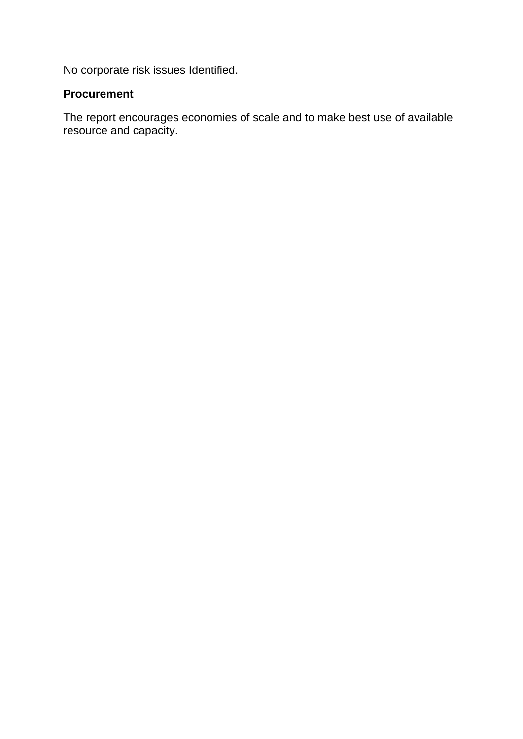No corporate risk issues Identified.

**Procurement**

The report encourages economies of scale and to make best use of available resource and capacity.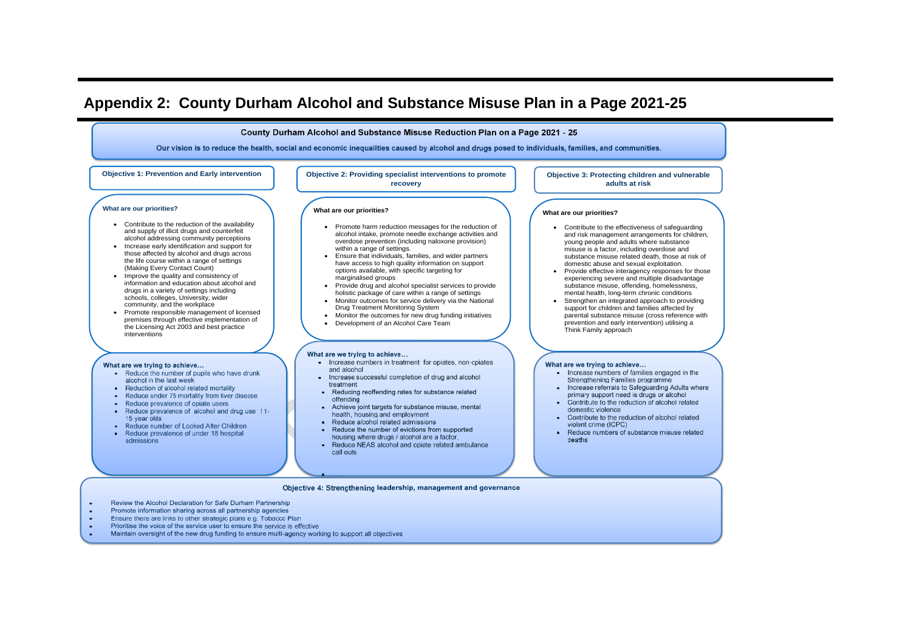# Appendix 2: County Durham Alcohol and Substance Misuse Plan in a Page 2021-25

## County Durham Alcohol and Substance Misuse Reduction Plan on a Page 2021 - 25

Our vision is to reduce the health, social and economic inequalities caused by alcohol and drugs posed to individuals, families, and communities.

### Objective 1: Prevention and Early intervention

**What are our priorities?**

- Contribute to the reduction of the availability and supply of illicit drugs and counterfeit alcohol addressing community perceptions
- Increase early identification and support for those affected by alcohol and drugs across the life course within a range of settings (Making Every Contact Count)
- Improve the quality and consistency of information and education about alcohol and drugs in a variety of settings including schools, colleges, University, wider community, and the workplace
- Promote responsible management of licensed premises through effective implementation of the Licensing Act 2003 and best practice interventions

**What are we trying to achieve…**

- Reduce the number of pupils who have drunk alcohol in the last week
- Reduction of alcohol related mortality
- Reduce under 75 mortality from liver disease
- Reduce prevalence of opiate users
- Reduce prevalence of alcohol and drug use 11-15 year olds
- Reduce number of Looked After Children
- Reduce prevalence of under 18 hospital admissions

### Objective 2: Providing specialist interventions to promote recovery

**What are our priorities?**

- Promote harm reduction messages for the reduction of alcohol intake, promote needle exchange activities and overdose prevention (including naloxone provision) within a range of settings.
- Ensure that individuals, families, and wider partners have access to high quality information on support options available, with specific targeting for marginalised groups
- Provide drug and alcohol specialist services to provide holistic package of care within a range of settings
- Monitor outcomes for service delivery via the National Drug Treatment Monitoring System
- Monitor the outcomes for new drug funding initiatives
- Development of an Alcohol Care Team

**What are we trying to achieve…**

- Increase numbers in treatment for opiates, non-opiates and alcohol
- Increase successful completion of drug and alcohol treatment
- Reducing reoffending rates for substance related offending
- Achieve joint targets for substance misuse, mental health, housing and employment
- Reduce alcohol related admissions
- Reduce the number of evictions from supported housing where drugs / alcohol are a factor.
- Reduce NEAS alcohol and opiate related ambulance call outs

### Objective 3: Protecting children and vulnerable adults at risk

**What are our priorities?**

- Contribute to the effectiveness of safeguarding and risk management arrangements for children, young people and adults where substance misuse is a factor, including overdose and substance misuse related death, those at risk of domestic abuse and sexual exploitation.
- Provide effective interagency responses for those experiencing severe and multiple disadvantage substance misuse, offending, homelessness, mental health, long-term chronic conditions
- Strengthen an integrated approach to providing support for children and families affected by parental substance misuse (cross reference with prevention and early intervention) utilising a Think Family approach

**What are we trying to achieve…**

- Increase numbers of families engaged in the Strengthening Families programme
- Increase referrals to Safeguarding Adults where primary support need is drugs or alcohol
- Contribute to the reduction of alcohol related domestic violence
- Contribute to the reduction of alcohol related violent crime (ICPC)
- Reduce numbers of substance misuse related deaths

### Objective 4: Strengthening leadership, management and governance

- Review the Alcohol Declaration for Safe Durham Partnership
- Promote information sharing across all partnership agencies
- Ensure there are links to other strategic plans e.g. Tobacco Plan
- Prioritise the voice of the service user to ensure the service is effective
- Maintain oversight of the new drug funding to ensure multi-agency working to support all objectives